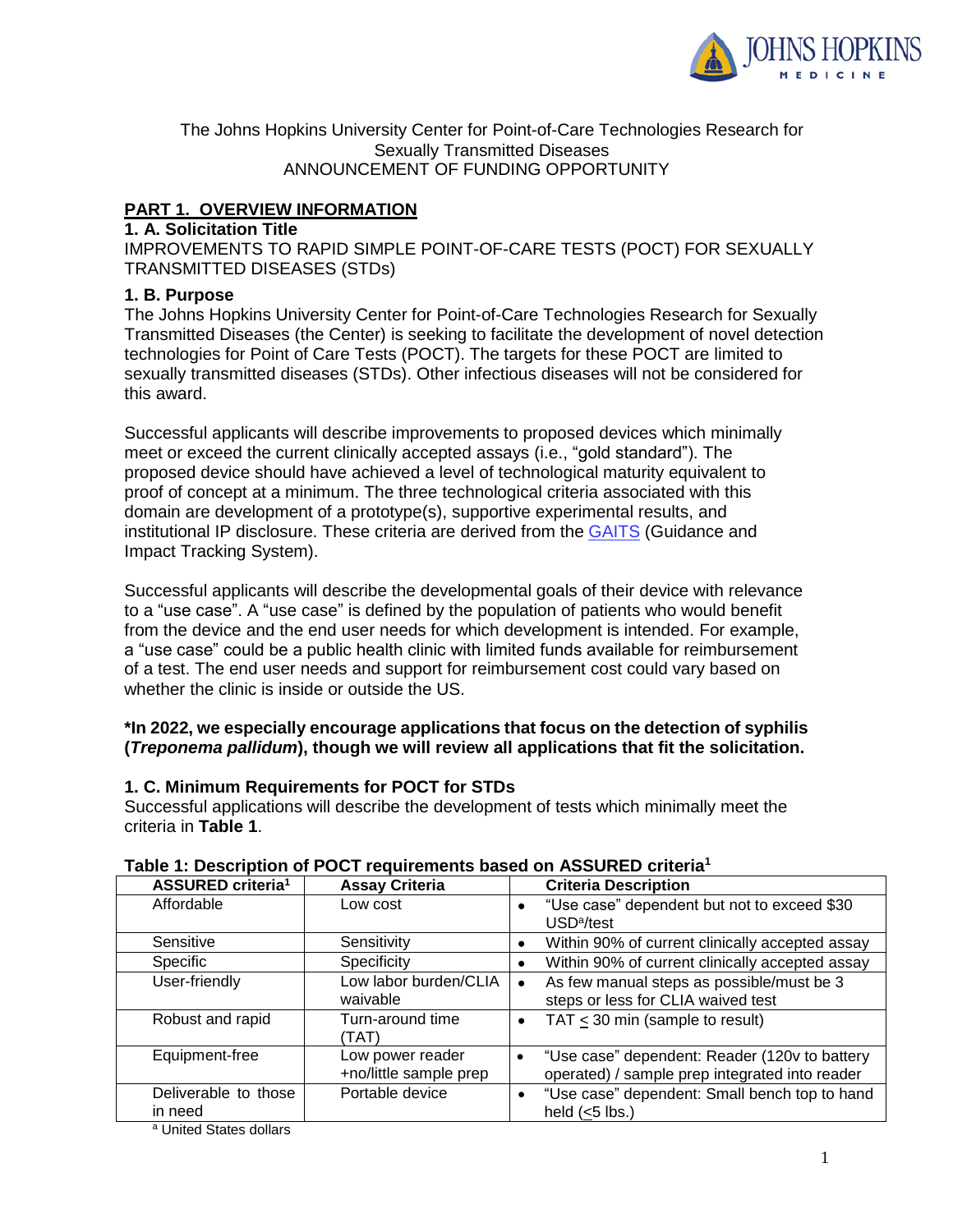The Johns Hopkins University Center for Point-of-Care Technologies Research for Sexually Transmitted Diseases
ANNOUNCEMENT OF FUNDING OPPORTUNITY

## PART 1. OVERVIEW INFORMATION

### 1. A. Solicitation Title

IMPROVEMENTS TO RAPID SIMPLE POINT-OF-CARE TESTS (POCT) FOR SEXUALLY TRANSMITTED DISEASES (STDs)

### 1. B. Purpose

The Johns Hopkins University Center for Point-of-Care Technologies Research for Sexually Transmitted Diseases (the Center) is seeking to facilitate the development of novel detection technologies for Point of Care Tests (POCT). The targets for these POCT are limited to sexually transmitted diseases (STDs). Other infectious diseases will not be considered for this award.

Successful applicants will describe improvements to proposed devices which minimally meet or exceed the current clinically accepted assays (i.e., "gold standard"). The proposed device should have achieved a level of technological maturity equivalent to proof of concept at a minimum. The three technological criteria associated with this domain are development of a prototype(s), supportive experimental results, and institutional IP disclosure. These criteria are derived from the GAITS (Guidance and Impact Tracking System).

Successful applicants will describe the developmental goals of their device with relevance to a "use case". A "use case" is defined by the population of patients who would benefit from the device and the end user needs for which development is intended. For example, a "use case" could be a public health clinic with limited funds available for reimbursement of a test. The end user needs and support for reimbursement cost could vary based on whether the clinic is inside or outside the US.

**\*In 2022, we especially encourage applications that focus on the detection of syphilis (*Treponema pallidum*), though we will review all applications that fit the solicitation.**

### 1. C. Minimum Requirements for POCT for STDs

Successful applications will describe the development of tests which minimally meet the criteria in **Table 1**.

**Table 1: Description of POCT requirements based on ASSURED criteria[1]**

| ASSURED criteria[1] | Assay Criteria | Criteria Description |
|---|---|---|
| Affordable | Low cost | • "Use case" dependent but not to exceed $30 USD[a]/test |
| Sensitive | Sensitivity | • Within 90% of current clinically accepted assay |
| Specific | Specificity | • Within 90% of current clinically accepted assay |
| User-friendly | Low labor burden/CLIA waivable | • As few manual steps as possible/must be 3 steps or less for CLIA waived test |
| Robust and rapid | Turn-around time (TAT) | • TAT $\leq$ 30 min (sample to result) |
| Equipment-free | Low power reader +no/little sample prep | • "Use case" dependent: Reader (120v to battery operated) / sample prep integrated into reader |
| Deliverable to those in need | Portable device | • "Use case" dependent: Small bench top to hand held ($\leq$5 lbs.) |

[a] United States dollars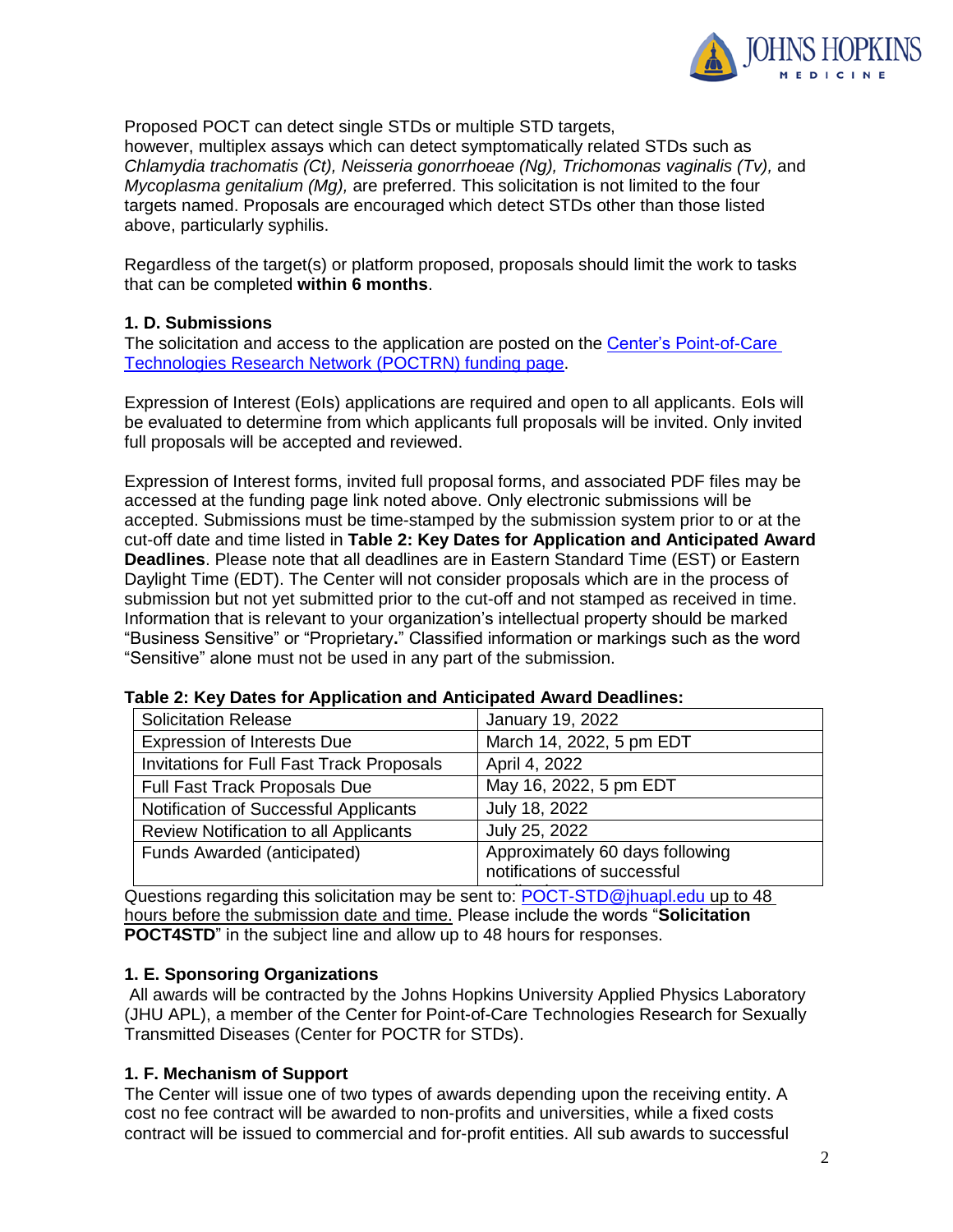Proposed POCT can detect single STDs or multiple STD targets, however, multiplex assays which can detect symptomatically related STDs such as *Chlamydia trachomatis (Ct), Neisseria gonorrhoeae (Ng), Trichomonas vaginalis (Tv),* and *Mycoplasma genitalium (Mg),* are preferred. This solicitation is not limited to the four targets named. Proposals are encouraged which detect STDs other than those listed above, particularly syphilis.

Regardless of the target(s) or platform proposed, proposals should limit the work to tasks that can be completed **within 6 months**.

### 1. D. Submissions

The solicitation and access to the application are posted on the Center's Point-of-Care Technologies Research Network (POCTRN) funding page.

Expression of Interest (EoIs) applications are required and open to all applicants. EoIs will be evaluated to determine from which applicants full proposals will be invited. Only invited full proposals will be accepted and reviewed.

Expression of Interest forms, invited full proposal forms, and associated PDF files may be accessed at the funding page link noted above. Only electronic submissions will be accepted. Submissions must be time-stamped by the submission system prior to or at the cut-off date and time listed in **Table 2: Key Dates for Application and Anticipated Award Deadlines**. Please note that all deadlines are in Eastern Standard Time (EST) or Eastern Daylight Time (EDT). The Center will not consider proposals which are in the process of submission but not yet submitted prior to the cut-off and not stamped as received in time. Information that is relevant to your organization's intellectual property should be marked "Business Sensitive" or "Proprietary**.**" Classified information or markings such as the word "Sensitive" alone must not be used in any part of the submission.

**Table 2: Key Dates for Application and Anticipated Award Deadlines:**

| | |
|---|---|
| Solicitation Release | January 19, 2022 |
| Expression of Interests Due | March 14, 2022, 5 pm EDT |
| Invitations for Full Fast Track Proposals | April 4, 2022 |
| Full Fast Track Proposals Due | May 16, 2022, 5 pm EDT |
| Notification of Successful Applicants | July 18, 2022 |
| Review Notification to all Applicants | July 25, 2022 |
| Funds Awarded (anticipated) | Approximately 60 days following notifications of successful |

Questions regarding this solicitation may be sent to: POCT-STD@jhuapl.edu up to 48 hours before the submission date and time. Please include the words "**Solicitation POCT4STD**" in the subject line and allow up to 48 hours for responses.

### 1. E. Sponsoring Organizations

All awards will be contracted by the Johns Hopkins University Applied Physics Laboratory (JHU APL), a member of the Center for Point-of-Care Technologies Research for Sexually Transmitted Diseases (Center for POCTR for STDs).

### 1. F. Mechanism of Support

The Center will issue one of two types of awards depending upon the receiving entity. A cost no fee contract will be awarded to non-profits and universities, while a fixed costs contract will be issued to commercial and for-profit entities. All sub awards to successful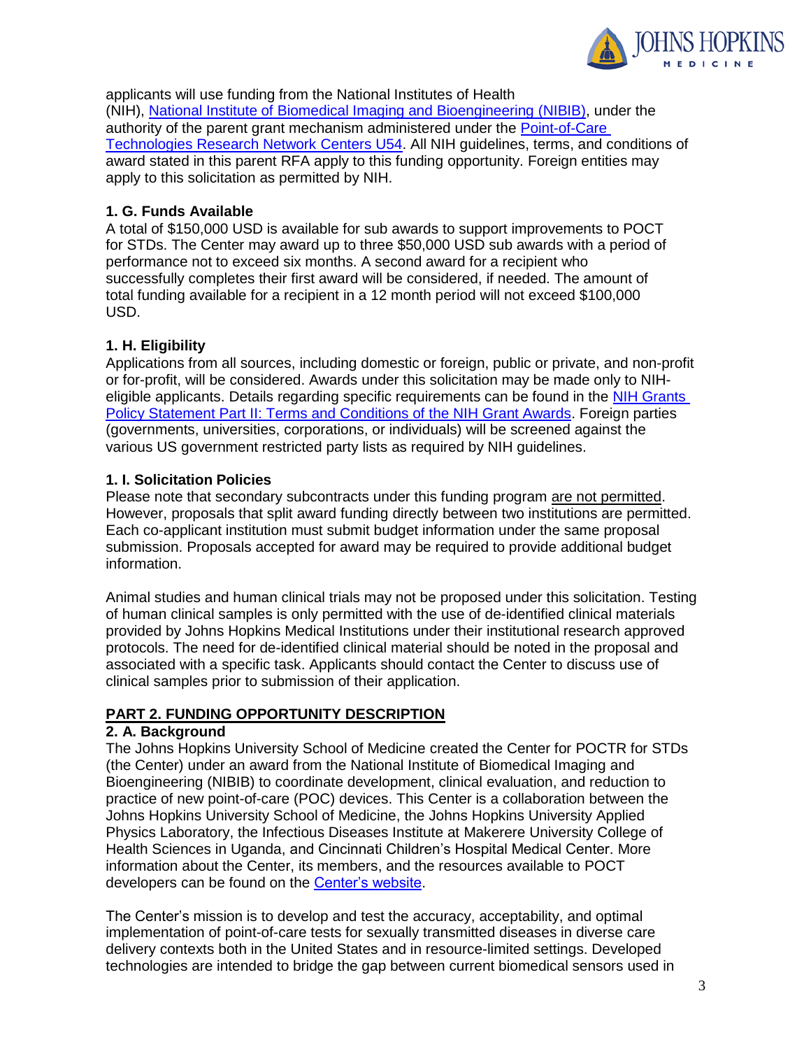applicants will use funding from the National Institutes of Health (NIH), [National Institute of Biomedical Imaging and Bioengineering (NIBIB)](), under the authority of the parent grant mechanism administered under the [Point-of-Care Technologies Research Network Centers U54](). All NIH guidelines, terms, and conditions of award stated in this parent RFA apply to this funding opportunity. Foreign entities may apply to this solicitation as permitted by NIH.

### 1. G. Funds Available

A total of $150,000 USD is available for sub awards to support improvements to POCT for STDs. The Center may award up to three $50,000 USD sub awards with a period of performance not to exceed six months. A second award for a recipient who successfully completes their first award will be considered, if needed. The amount of total funding available for a recipient in a 12 month period will not exceed $100,000 USD.

### 1. H. Eligibility

Applications from all sources, including domestic or foreign, public or private, and non-profit or for-profit, will be considered. Awards under this solicitation may be made only to NIH-eligible applicants. Details regarding specific requirements can be found in the [NIH Grants Policy Statement Part II: Terms and Conditions of the NIH Grant Awards](). Foreign parties (governments, universities, corporations, or individuals) will be screened against the various US government restricted party lists as required by NIH guidelines.

### 1. I. Solicitation Policies

Please note that secondary subcontracts under this funding program are not permitted. However, proposals that split award funding directly between two institutions are permitted. Each co-applicant institution must submit budget information under the same proposal submission. Proposals accepted for award may be required to provide additional budget information.

Animal studies and human clinical trials may not be proposed under this solicitation. Testing of human clinical samples is only permitted with the use of de-identified clinical materials provided by Johns Hopkins Medical Institutions under their institutional research approved protocols. The need for de-identified clinical material should be noted in the proposal and associated with a specific task. Applicants should contact the Center to discuss use of clinical samples prior to submission of their application.

## PART 2. FUNDING OPPORTUNITY DESCRIPTION

### 2. A. Background

The Johns Hopkins University School of Medicine created the Center for POCTR for STDs (the Center) under an award from the National Institute of Biomedical Imaging and Bioengineering (NIBIB) to coordinate development, clinical evaluation, and reduction to practice of new point-of-care (POC) devices. This Center is a collaboration between the Johns Hopkins University School of Medicine, the Johns Hopkins University Applied Physics Laboratory, the Infectious Diseases Institute at Makerere University College of Health Sciences in Uganda, and Cincinnati Children's Hospital Medical Center. More information about the Center, its members, and the resources available to POCT developers can be found on the [Center's website]().

The Center's mission is to develop and test the accuracy, acceptability, and optimal implementation of point-of-care tests for sexually transmitted diseases in diverse care delivery contexts both in the United States and in resource-limited settings. Developed technologies are intended to bridge the gap between current biomedical sensors used in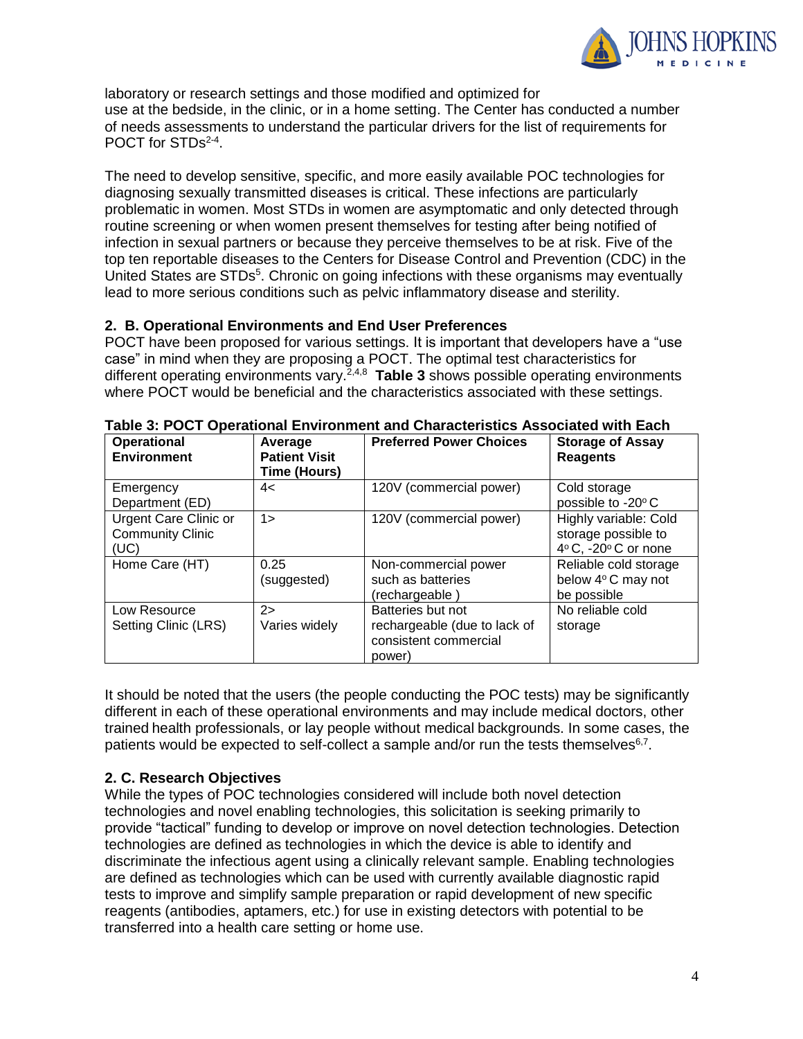laboratory or research settings and those modified and optimized for use at the bedside, in the clinic, or in a home setting. The Center has conducted a number of needs assessments to understand the particular drivers for the list of requirements for POCT for STDs[2-4].

The need to develop sensitive, specific, and more easily available POC technologies for diagnosing sexually transmitted diseases is critical. These infections are particularly problematic in women. Most STDs in women are asymptomatic and only detected through routine screening or when women present themselves for testing after being notified of infection in sexual partners or because they perceive themselves to be at risk. Five of the top ten reportable diseases to the Centers for Disease Control and Prevention (CDC) in the United States are STDs[5]. Chronic on going infections with these organisms may eventually lead to more serious conditions such as pelvic inflammatory disease and sterility.

### 2. B. Operational Environments and End User Preferences

POCT have been proposed for various settings. It is important that developers have a "use case" in mind when they are proposing a POCT. The optimal test characteristics for different operating environments vary.[2,4,8] **Table 3** shows possible operating environments where POCT would be beneficial and the characteristics associated with these settings.

**Table 3: POCT Operational Environment and Characteristics Associated with Each**

| Operational Environment | Average Patient Visit Time (Hours) | Preferred Power Choices | Storage of Assay Reagents |
|---|---|---|---|
| Emergency Department (ED) | 4< | 120V (commercial power) | Cold storage possible to -20° C |
| Urgent Care Clinic or Community Clinic (UC) | 1> | 120V (commercial power) | Highly variable: Cold storage possible to 4° C, -20° C or none |
| Home Care (HT) | 0.25 (suggested) | Non-commercial power such as batteries (rechargeable ) | Reliable cold storage below 4° C may not be possible |
| Low Resource Setting Clinic (LRS) | 2> Varies widely | Batteries but not rechargeable (due to lack of consistent commercial power) | No reliable cold storage |

It should be noted that the users (the people conducting the POC tests) may be significantly different in each of these operational environments and may include medical doctors, other trained health professionals, or lay people without medical backgrounds. In some cases, the patients would be expected to self-collect a sample and/or run the tests themselves[6,7].

### 2. C. Research Objectives

While the types of POC technologies considered will include both novel detection technologies and novel enabling technologies, this solicitation is seeking primarily to provide "tactical" funding to develop or improve on novel detection technologies. Detection technologies are defined as technologies in which the device is able to identify and discriminate the infectious agent using a clinically relevant sample. Enabling technologies are defined as technologies which can be used with currently available diagnostic rapid tests to improve and simplify sample preparation or rapid development of new specific reagents (antibodies, aptamers, etc.) for use in existing detectors with potential to be transferred into a health care setting or home use.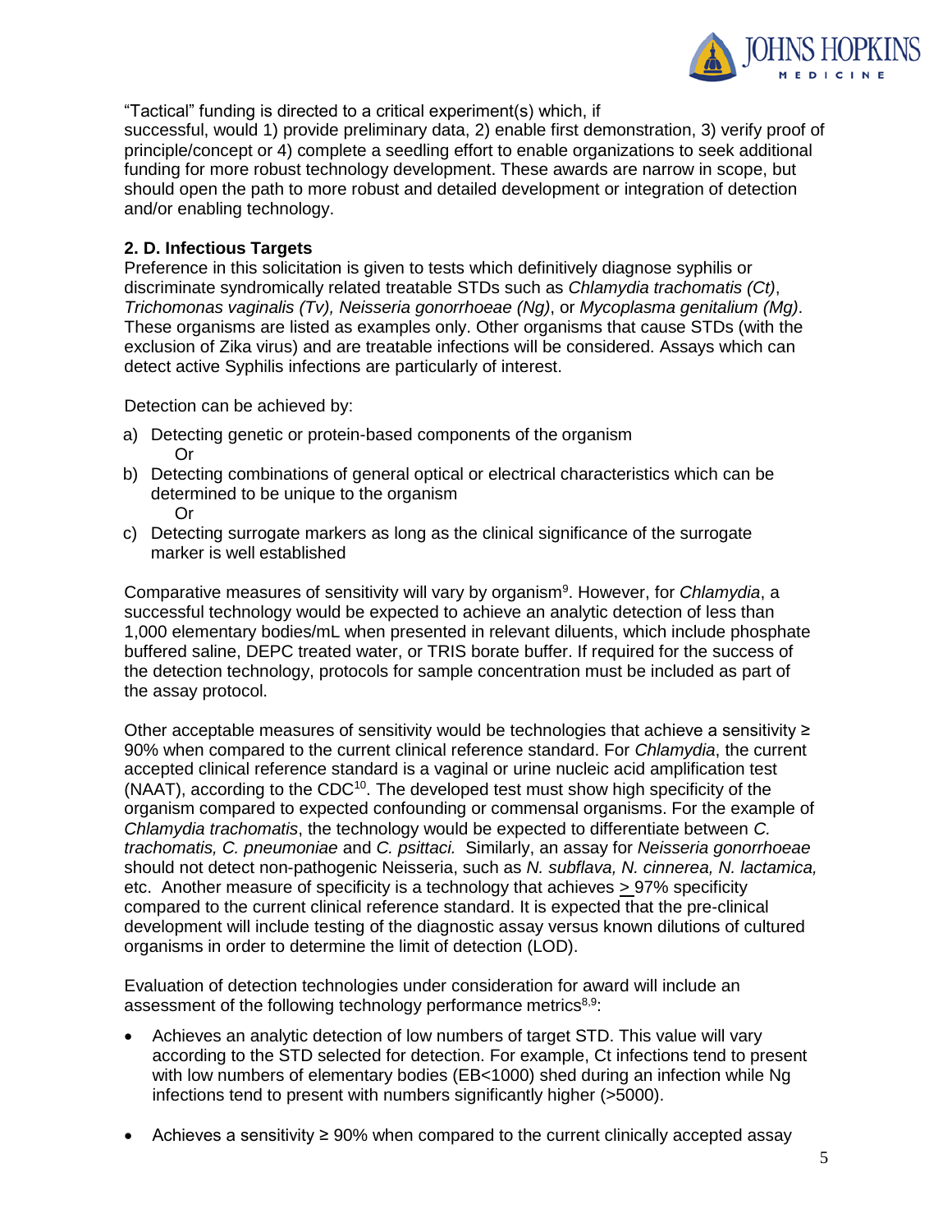"Tactical" funding is directed to a critical experiment(s) which, if successful, would 1) provide preliminary data, 2) enable first demonstration, 3) verify proof of principle/concept or 4) complete a seedling effort to enable organizations to seek additional funding for more robust technology development. These awards are narrow in scope, but should open the path to more robust and detailed development or integration of detection and/or enabling technology.

**2. D. Infectious Targets**

Preference in this solicitation is given to tests which definitively diagnose syphilis or discriminate syndromically related treatable STDs such as *Chlamydia trachomatis (Ct)*, *Trichomonas vaginalis (Tv), Neisseria gonorrhoeae (Ng)*, or *Mycoplasma genitalium (Mg)*. These organisms are listed as examples only. Other organisms that cause STDs (with the exclusion of Zika virus) and are treatable infections will be considered. Assays which can detect active Syphilis infections are particularly of interest.

Detection can be achieved by:

a) Detecting genetic or protein-based components of the organism
   Or
b) Detecting combinations of general optical or electrical characteristics which can be determined to be unique to the organism
   Or
c) Detecting surrogate markers as long as the clinical significance of the surrogate marker is well established

Comparative measures of sensitivity will vary by organism[9]. However, for *Chlamydia*, a successful technology would be expected to achieve an analytic detection of less than 1,000 elementary bodies/mL when presented in relevant diluents, which include phosphate buffered saline, DEPC treated water, or TRIS borate buffer. If required for the success of the detection technology, protocols for sample concentration must be included as part of the assay protocol.

Other acceptable measures of sensitivity would be technologies that achieve a sensitivity ≥ 90% when compared to the current clinical reference standard. For *Chlamydia*, the current accepted clinical reference standard is a vaginal or urine nucleic acid amplification test (NAAT), according to the CDC[10]. The developed test must show high specificity of the organism compared to expected confounding or commensal organisms. For the example of *Chlamydia trachomatis*, the technology would be expected to differentiate between *C. trachomatis, C. pneumoniae* and *C. psittaci.* Similarly, an assay for *Neisseria gonorrhoeae* should not detect non-pathogenic Neisseria, such as *N. subflava, N. cinnerea, N. lactamica,* etc. Another measure of specificity is a technology that achieves ≥ 97% specificity compared to the current clinical reference standard. It is expected that the pre-clinical development will include testing of the diagnostic assay versus known dilutions of cultured organisms in order to determine the limit of detection (LOD).

Evaluation of detection technologies under consideration for award will include an assessment of the following technology performance metrics[8,9]:

- Achieves an analytic detection of low numbers of target STD. This value will vary according to the STD selected for detection. For example, Ct infections tend to present with low numbers of elementary bodies (EB<1000) shed during an infection while Ng infections tend to present with numbers significantly higher (>5000).
- Achieves a sensitivity ≥ 90% when compared to the current clinically accepted assay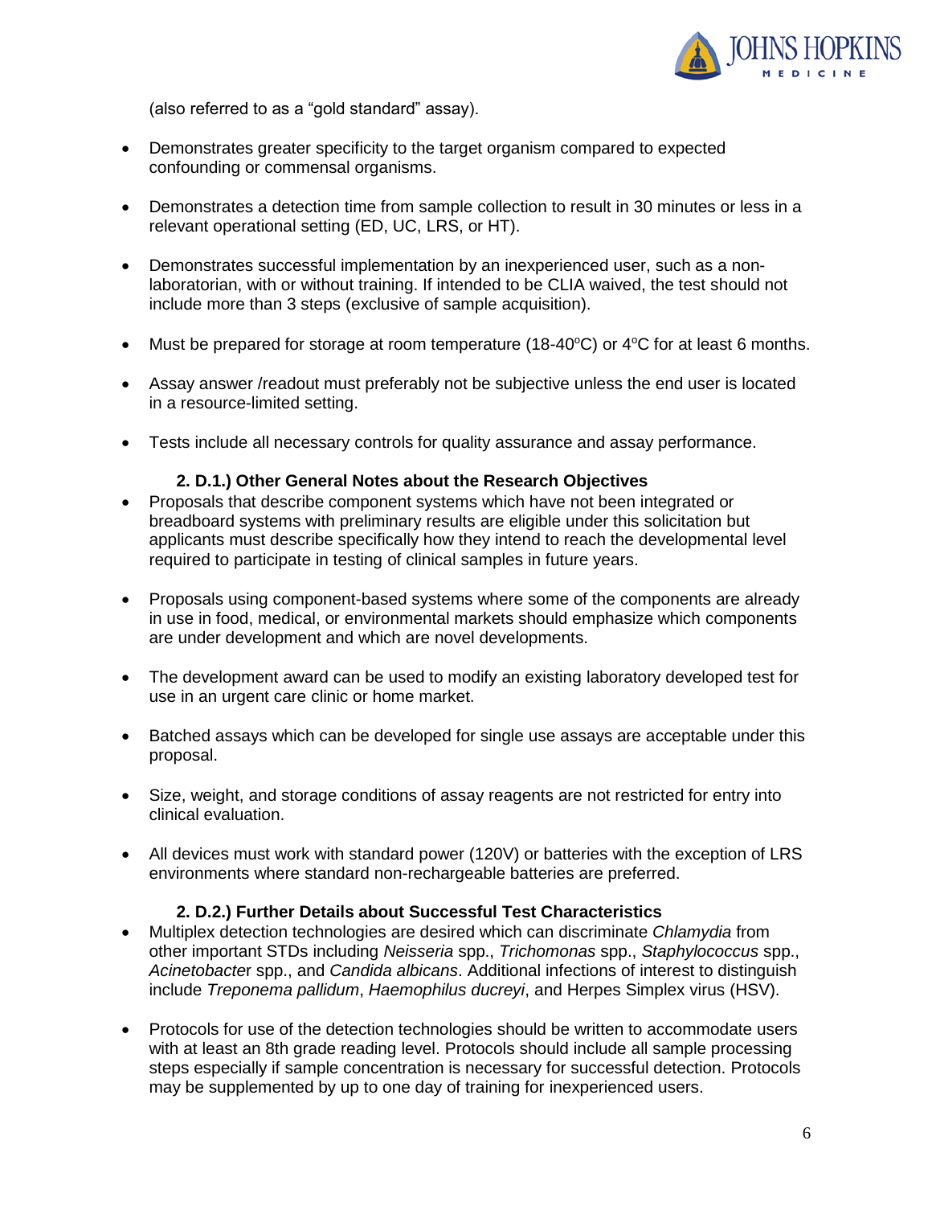(also referred to as a "gold standard" assay).

- Demonstrates greater specificity to the target organism compared to expected confounding or commensal organisms.
- Demonstrates a detection time from sample collection to result in 30 minutes or less in a relevant operational setting (ED, UC, LRS, or HT).
- Demonstrates successful implementation by an inexperienced user, such as a non-laboratorian, with or without training. If intended to be CLIA waived, the test should not include more than 3 steps (exclusive of sample acquisition).
- Must be prepared for storage at room temperature (18-40ºC) or 4ºC for at least 6 months.
- Assay answer /readout must preferably not be subjective unless the end user is located in a resource-limited setting.
- Tests include all necessary controls for quality assurance and assay performance.

#### 2. D.1.) Other General Notes about the Research Objectives

- Proposals that describe component systems which have not been integrated or breadboard systems with preliminary results are eligible under this solicitation but applicants must describe specifically how they intend to reach the developmental level required to participate in testing of clinical samples in future years.
- Proposals using component-based systems where some of the components are already in use in food, medical, or environmental markets should emphasize which components are under development and which are novel developments.
- The development award can be used to modify an existing laboratory developed test for use in an urgent care clinic or home market.
- Batched assays which can be developed for single use assays are acceptable under this proposal.
- Size, weight, and storage conditions of assay reagents are not restricted for entry into clinical evaluation.
- All devices must work with standard power (120V) or batteries with the exception of LRS environments where standard non-rechargeable batteries are preferred.

#### 2. D.2.) Further Details about Successful Test Characteristics

- Multiplex detection technologies are desired which can discriminate *Chlamydia* from other important STDs including *Neisseria* spp., *Trichomonas* spp., *Staphylococcus* spp., *Acinetobacte*r spp., and *Candida albicans*. Additional infections of interest to distinguish include *Treponema pallidum*, *Haemophilus ducreyi*, and Herpes Simplex virus (HSV).
- Protocols for use of the detection technologies should be written to accommodate users with at least an 8th grade reading level. Protocols should include all sample processing steps especially if sample concentration is necessary for successful detection. Protocols may be supplemented by up to one day of training for inexperienced users.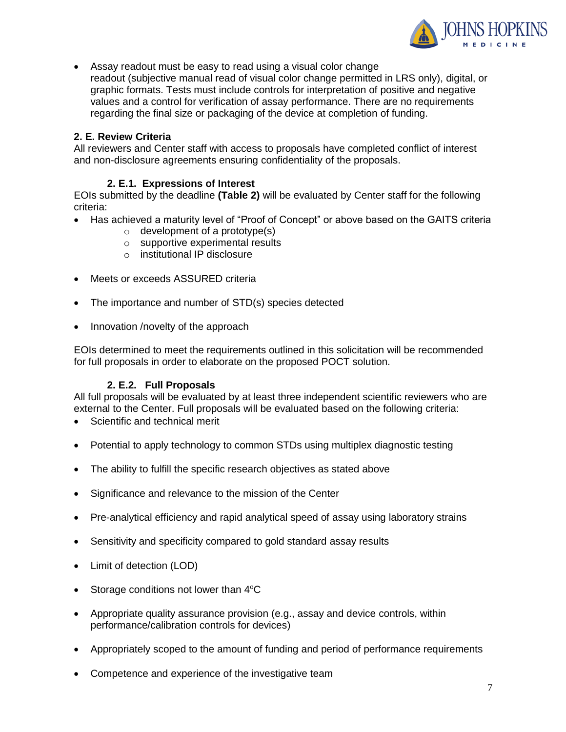- Assay readout must be easy to read using a visual color change readout (subjective manual read of visual color change permitted in LRS only), digital, or graphic formats. Tests must include controls for interpretation of positive and negative values and a control for verification of assay performance. There are no requirements regarding the final size or packaging of the device at completion of funding.

### 2. E. Review Criteria

All reviewers and Center staff with access to proposals have completed conflict of interest and non-disclosure agreements ensuring confidentiality of the proposals.

#### 2. E.1. Expressions of Interest

EOIs submitted by the deadline **(Table 2)** will be evaluated by Center staff for the following criteria:

- Has achieved a maturity level of "Proof of Concept" or above based on the GAITS criteria
    - development of a prototype(s)
    - supportive experimental results
    - institutional IP disclosure
- Meets or exceeds ASSURED criteria
- The importance and number of STD(s) species detected
- Innovation /novelty of the approach

EOIs determined to meet the requirements outlined in this solicitation will be recommended for full proposals in order to elaborate on the proposed POCT solution.

#### 2. E.2. Full Proposals

All full proposals will be evaluated by at least three independent scientific reviewers who are external to the Center. Full proposals will be evaluated based on the following criteria:

- Scientific and technical merit
- Potential to apply technology to common STDs using multiplex diagnostic testing
- The ability to fulfill the specific research objectives as stated above
- Significance and relevance to the mission of the Center
- Pre-analytical efficiency and rapid analytical speed of assay using laboratory strains
- Sensitivity and specificity compared to gold standard assay results
- Limit of detection (LOD)
- Storage conditions not lower than 4°C
- Appropriate quality assurance provision (e.g., assay and device controls, within performance/calibration controls for devices)
- Appropriately scoped to the amount of funding and period of performance requirements
- Competence and experience of the investigative team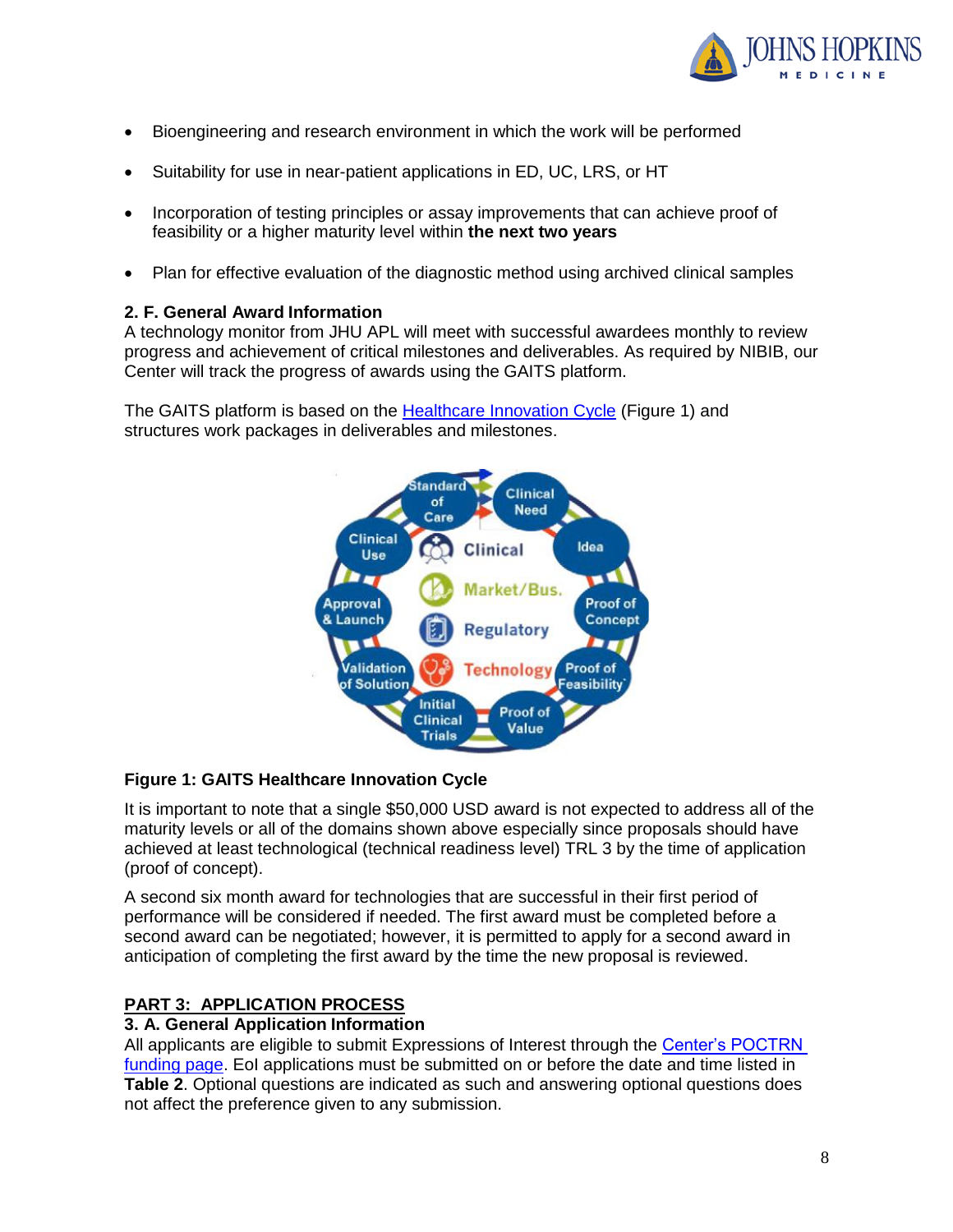- Bioengineering and research environment in which the work will be performed
- Suitability for use in near-patient applications in ED, UC, LRS, or HT
- Incorporation of testing principles or assay improvements that can achieve proof of feasibility or a higher maturity level within **the next two years**
- Plan for effective evaluation of the diagnostic method using archived clinical samples

### 2. F. General Award Information

A technology monitor from JHU APL will meet with successful awardees monthly to review progress and achievement of critical milestones and deliverables. As required by NIBIB, our Center will track the progress of awards using the GAITS platform.

The GAITS platform is based on the Healthcare Innovation Cycle (Figure 1) and structures work packages in deliverables and milestones.

**Figure 1: GAITS Healthcare Innovation Cycle**

It is important to note that a single $50,000 USD award is not expected to address all of the maturity levels or all of the domains shown above especially since proposals should have achieved at least technological (technical readiness level) TRL 3 by the time of application (proof of concept).

A second six month award for technologies that are successful in their first period of performance will be considered if needed. The first award must be completed before a second award can be negotiated; however, it is permitted to apply for a second award in anticipation of completing the first award by the time the new proposal is reviewed.

## PART 3: APPLICATION PROCESS

### 3. A. General Application Information

All applicants are eligible to submit Expressions of Interest through the Center's POCTRN funding page. EoI applications must be submitted on or before the date and time listed in **Table 2**. Optional questions are indicated as such and answering optional questions does not affect the preference given to any submission.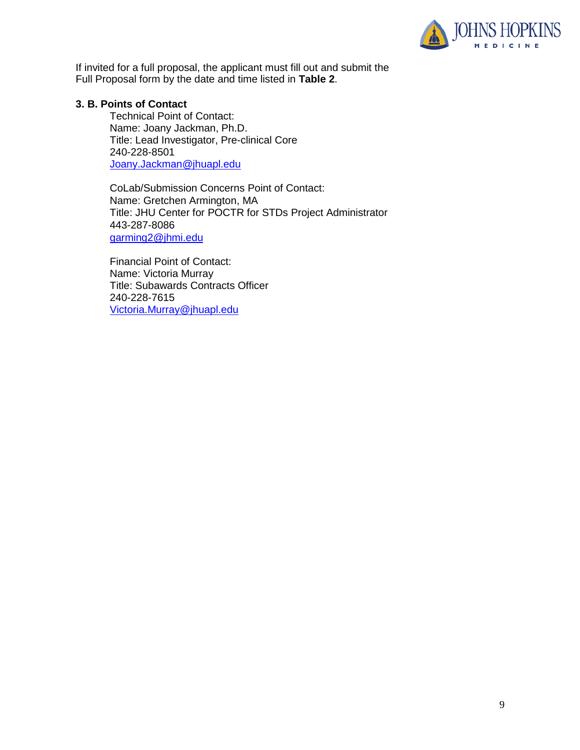If invited for a full proposal, the applicant must fill out and submit the Full Proposal form by the date and time listed in **Table 2**.

### 3. B. Points of Contact

Technical Point of Contact:
Name: Joany Jackman, Ph.D.
Title: Lead Investigator, Pre-clinical Core
240-228-8501
Joany.Jackman@jhuapl.edu

CoLab/Submission Concerns Point of Contact:
Name: Gretchen Armington, MA
Title: JHU Center for POCTR for STDs Project Administrator
443-287-8086
garming2@jhmi.edu

Financial Point of Contact:
Name: Victoria Murray
Title: Subawards Contracts Officer
240-228-7615
Victoria.Murray@jhuapl.edu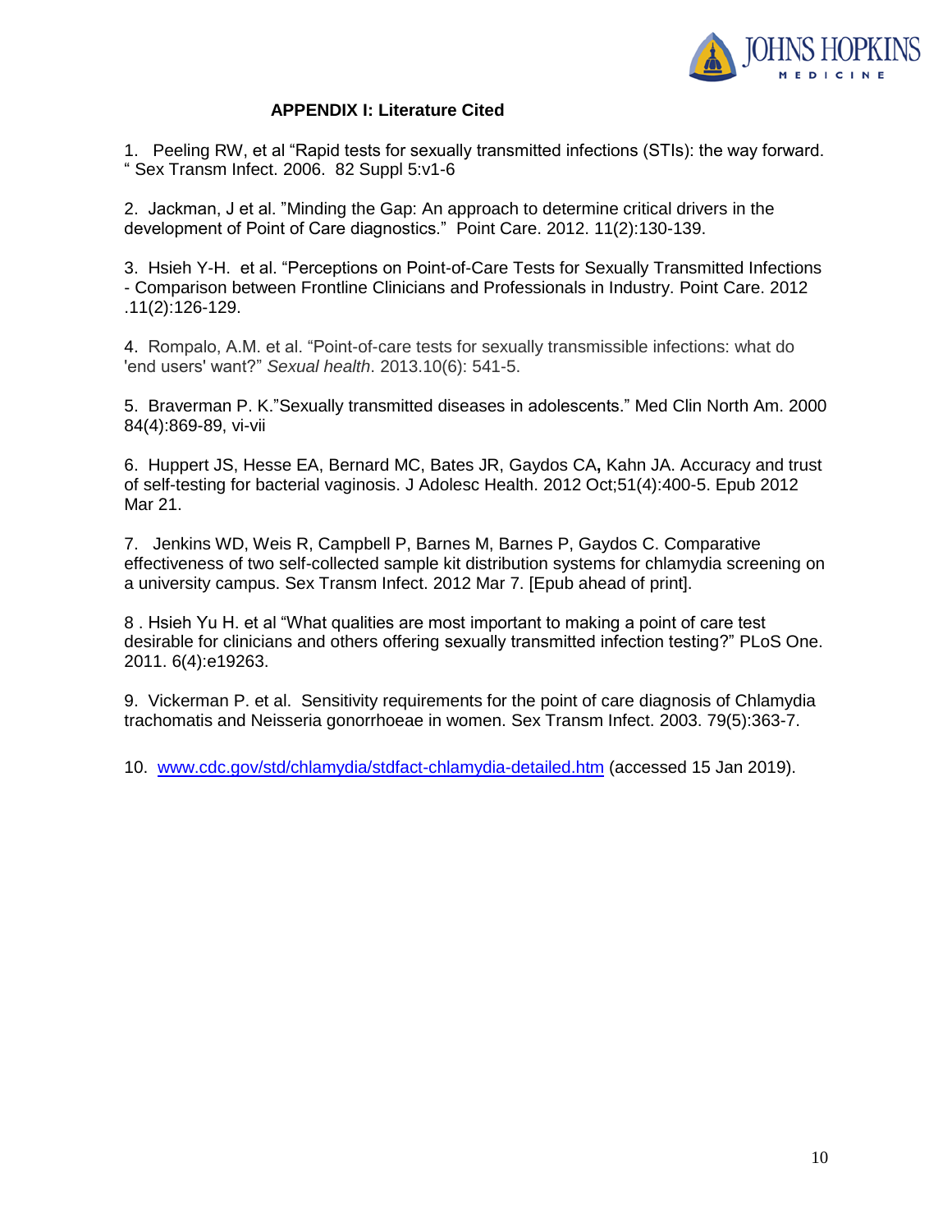## APPENDIX I: Literature Cited

1. Peeling RW, et al "Rapid tests for sexually transmitted infections (STIs): the way forward. " Sex Transm Infect. 2006. 82 Suppl 5:v1-6

2. Jackman, J et al. "Minding the Gap: An approach to determine critical drivers in the development of Point of Care diagnostics." Point Care. 2012. 11(2):130-139.

3. Hsieh Y-H. et al. "Perceptions on Point-of-Care Tests for Sexually Transmitted Infections - Comparison between Frontline Clinicians and Professionals in Industry. Point Care. 2012 .11(2):126-129.

4. Rompalo, A.M. et al. "Point-of-care tests for sexually transmissible infections: what do 'end users' want?" *Sexual health*. 2013.10(6): 541-5.

5. Braverman P. K."Sexually transmitted diseases in adolescents." Med Clin North Am. 2000 84(4):869-89, vi-vii

6. Huppert JS, Hesse EA, Bernard MC, Bates JR, Gaydos CA**,** Kahn JA. Accuracy and trust of self-testing for bacterial vaginosis. J Adolesc Health. 2012 Oct;51(4):400-5. Epub 2012 Mar 21.

7. Jenkins WD, Weis R, Campbell P, Barnes M, Barnes P, Gaydos C. Comparative effectiveness of two self-collected sample kit distribution systems for chlamydia screening on a university campus. Sex Transm Infect. 2012 Mar 7. [Epub ahead of print].

8 . Hsieh Yu H. et al "What qualities are most important to making a point of care test desirable for clinicians and others offering sexually transmitted infection testing?" PLoS One. 2011. 6(4):e19263.

9. Vickerman P. et al. Sensitivity requirements for the point of care diagnosis of Chlamydia trachomatis and Neisseria gonorrhoeae in women. Sex Transm Infect. 2003. 79(5):363-7.

10. [www.cdc.gov/std/chlamydia/stdfact-chlamydia-detailed.htm](http://www.cdc.gov/std/chlamydia/stdfact-chlamydia-detailed.htm) (accessed 15 Jan 2019).